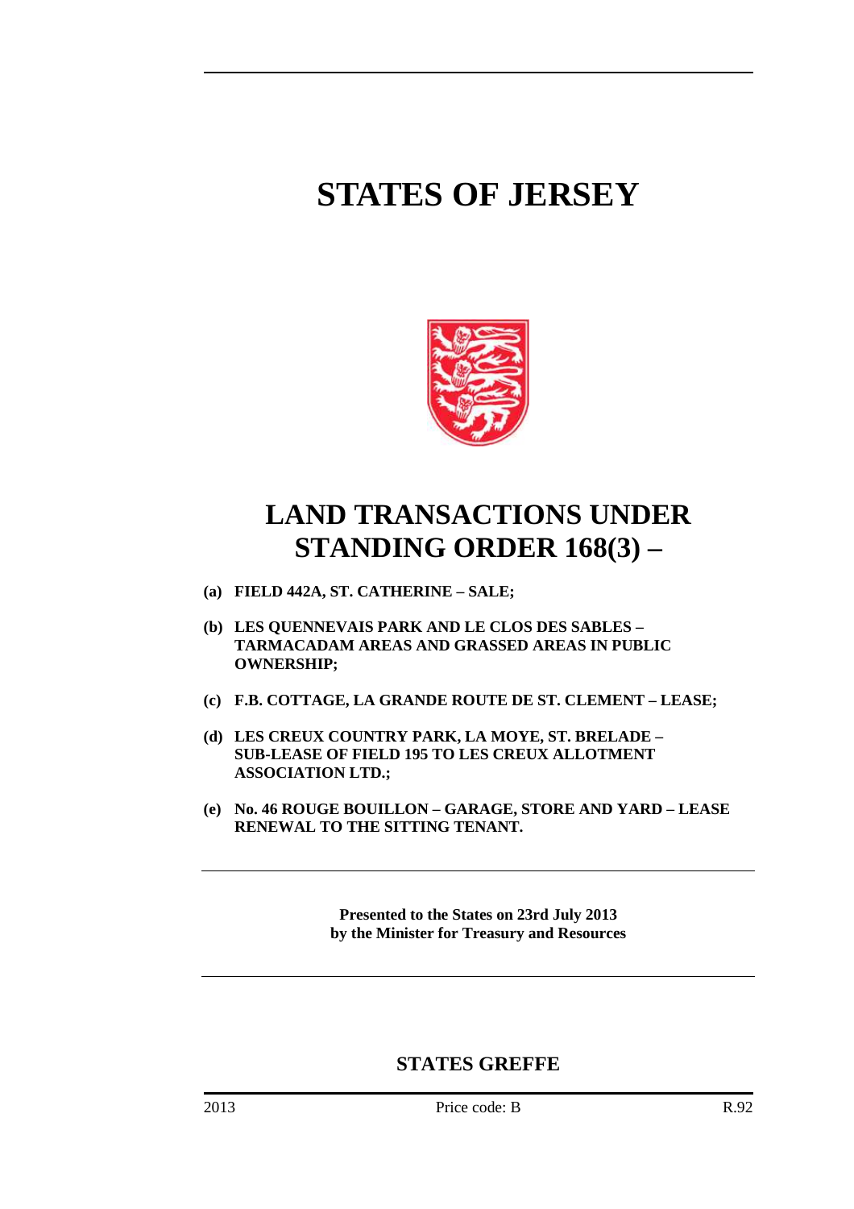# STATES OF JERSEY

## LAND TRANSACTIONS UNDER STANDING ORDER 168(3) –

**(a) FIELD 442A, ST. CATHERINE – SALE;**

**(b) LES QUENNEVAIS PARK AND LE CLOS DES SABLES – TARMACADAM AREAS AND GRASSED AREAS IN PUBLIC OWNERSHIP;**

**(c) F.B. COTTAGE, LA GRANDE ROUTE DE ST. CLEMENT – LEASE;**

**(d) LES CREUX COUNTRY PARK, LA MOYE, ST. BRELADE – SUB-LEASE OF FIELD 195 TO LES CREUX ALLOTMENT ASSOCIATION LTD.;**

**(e) No. 46 ROUGE BOUILLON – GARAGE, STORE AND YARD – LEASE RENEWAL TO THE SITTING TENANT.**

---

**Presented to the States on 23rd July 2013**
**by the Minister for Treasury and Resources**

---

**STATES GREFFE**

2013 Price code: B R.92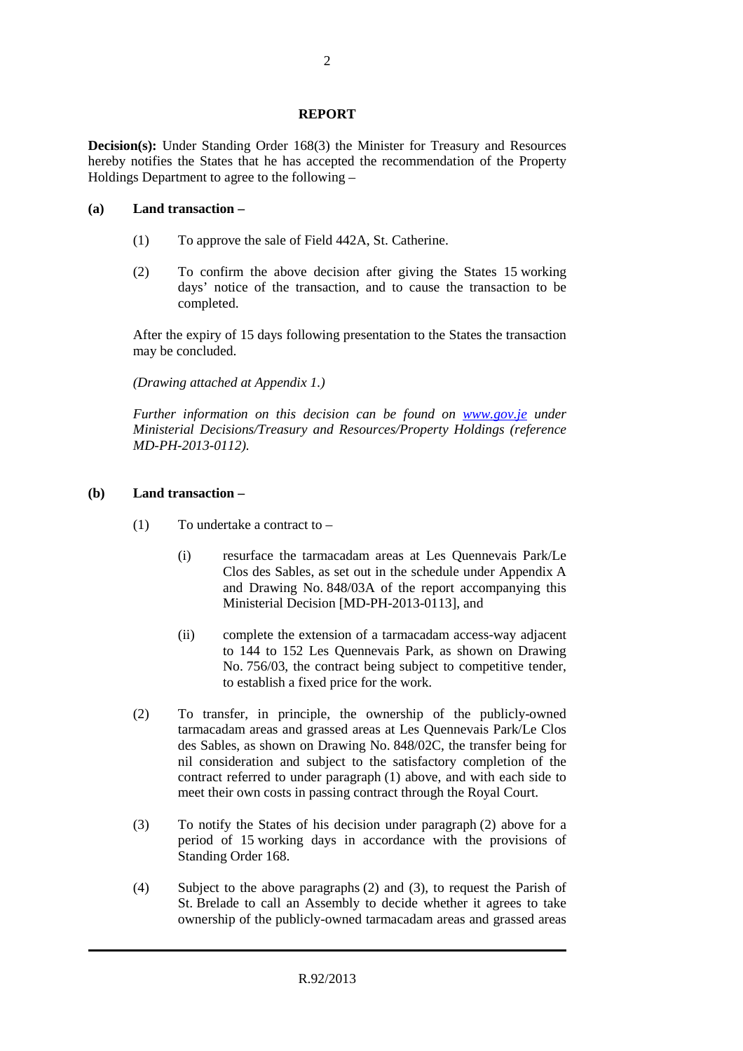## REPORT

**Decision(s):** Under Standing Order 168(3) the Minister for Treasury and Resources hereby notifies the States that he has accepted the recommendation of the Property Holdings Department to agree to the following –

**(a) Land transaction –**

(1) To approve the sale of Field 442A, St. Catherine.

(2) To confirm the above decision after giving the States 15 working days' notice of the transaction, and to cause the transaction to be completed.

After the expiry of 15 days following presentation to the States the transaction may be concluded.

*(Drawing attached at Appendix 1.)*

*Further information on this decision can be found on [www.gov.je](http://www.gov.je) under Ministerial Decisions/Treasury and Resources/Property Holdings (reference MD-PH-2013-0112).*

**(b) Land transaction –**

(1) To undertake a contract to –

(i) resurface the tarmacadam areas at Les Quennevais Park/Le Clos des Sables, as set out in the schedule under Appendix A and Drawing No. 848/03A of the report accompanying this Ministerial Decision [MD-PH-2013-0113], and

(ii) complete the extension of a tarmacadam access-way adjacent to 144 to 152 Les Quennevais Park, as shown on Drawing No. 756/03, the contract being subject to competitive tender, to establish a fixed price for the work.

(2) To transfer, in principle, the ownership of the publicly-owned tarmacadam areas and grassed areas at Les Quennevais Park/Le Clos des Sables, as shown on Drawing No. 848/02C, the transfer being for nil consideration and subject to the satisfactory completion of the contract referred to under paragraph (1) above, and with each side to meet their own costs in passing contract through the Royal Court.

(3) To notify the States of his decision under paragraph (2) above for a period of 15 working days in accordance with the provisions of Standing Order 168.

(4) Subject to the above paragraphs (2) and (3), to request the Parish of St. Brelade to call an Assembly to decide whether it agrees to take ownership of the publicly-owned tarmacadam areas and grassed areas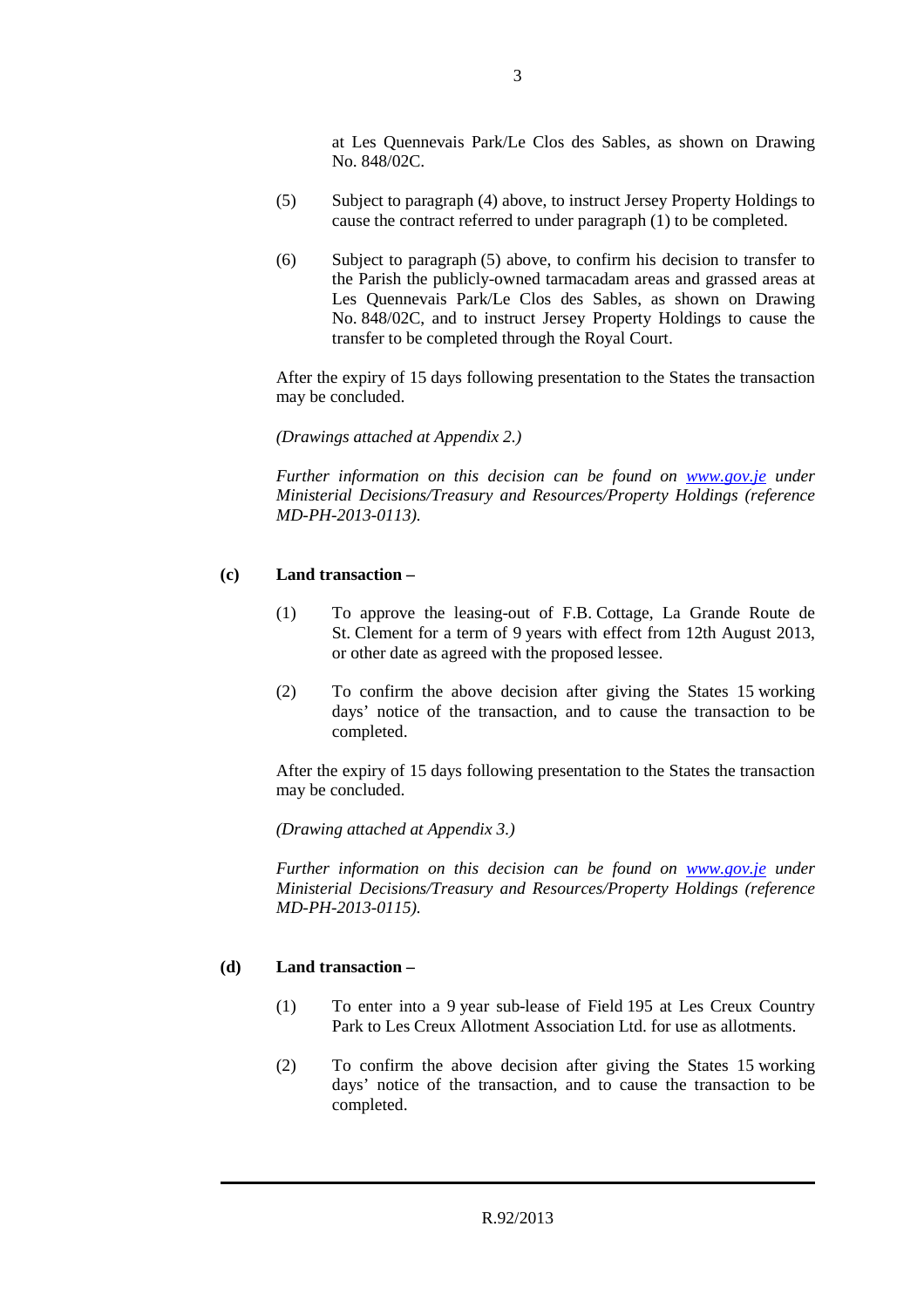at Les Quennevais Park/Le Clos des Sables, as shown on Drawing No. 848/02C.

(5) Subject to paragraph (4) above, to instruct Jersey Property Holdings to cause the contract referred to under paragraph (1) to be completed.

(6) Subject to paragraph (5) above, to confirm his decision to transfer to the Parish the publicly-owned tarmacadam areas and grassed areas at Les Quennevais Park/Le Clos des Sables, as shown on Drawing No. 848/02C, and to instruct Jersey Property Holdings to cause the transfer to be completed through the Royal Court.

After the expiry of 15 days following presentation to the States the transaction may be concluded.

*(Drawings attached at Appendix 2.)*

*Further information on this decision can be found on [www.gov.je](http://www.gov.je) under Ministerial Decisions/Treasury and Resources/Property Holdings (reference MD-PH-2013-0113).*

**(c) Land transaction –**

(1) To approve the leasing-out of F.B. Cottage, La Grande Route de St. Clement for a term of 9 years with effect from 12th August 2013, or other date as agreed with the proposed lessee.

(2) To confirm the above decision after giving the States 15 working days' notice of the transaction, and to cause the transaction to be completed.

After the expiry of 15 days following presentation to the States the transaction may be concluded.

*(Drawing attached at Appendix 3.)*

*Further information on this decision can be found on [www.gov.je](http://www.gov.je) under Ministerial Decisions/Treasury and Resources/Property Holdings (reference MD-PH-2013-0115).*

**(d) Land transaction –**

(1) To enter into a 9 year sub-lease of Field 195 at Les Creux Country Park to Les Creux Allotment Association Ltd. for use as allotments.

(2) To confirm the above decision after giving the States 15 working days' notice of the transaction, and to cause the transaction to be completed.

R.92/2013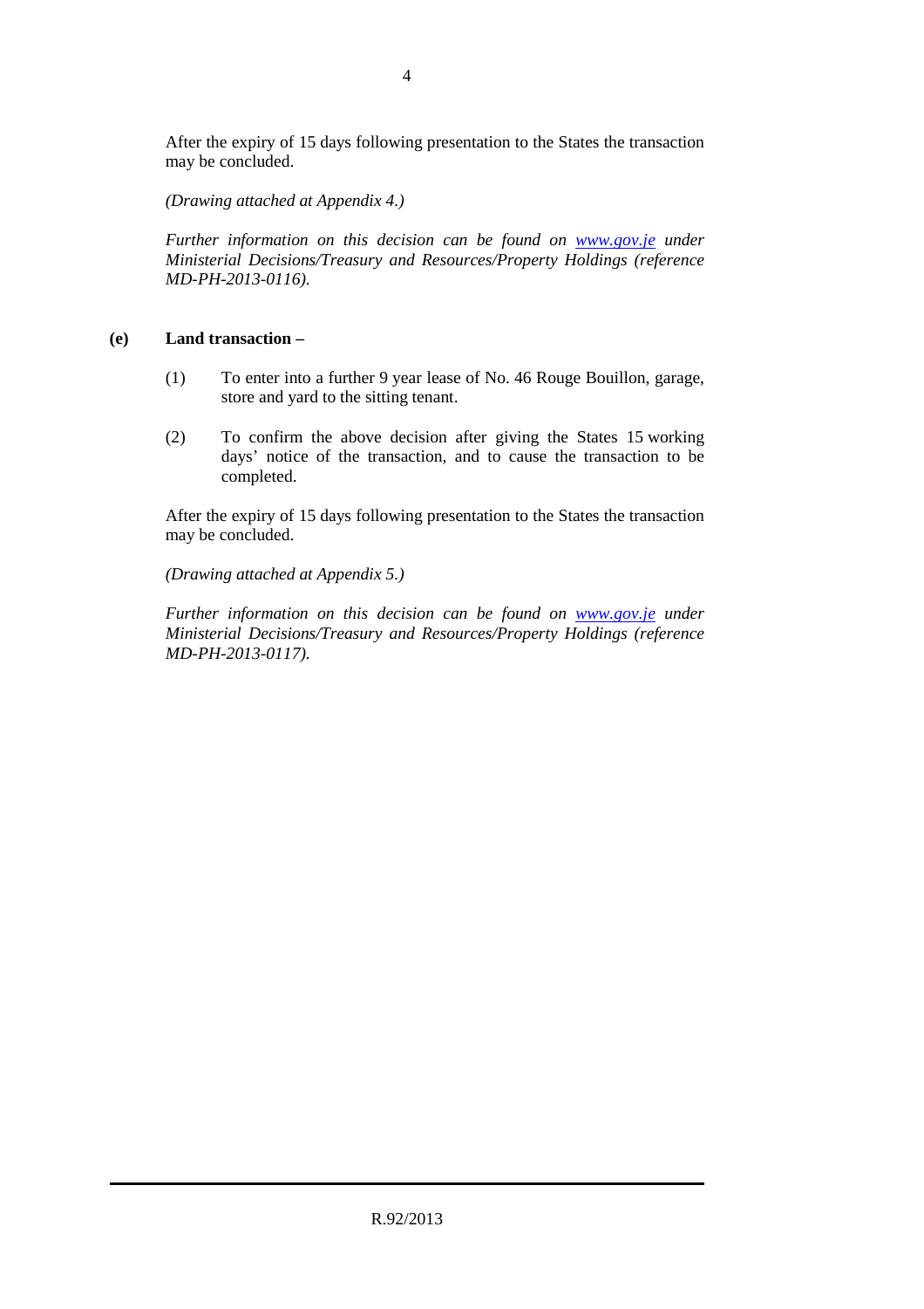After the expiry of 15 days following presentation to the States the transaction may be concluded.

*(Drawing attached at Appendix 4.)*

*Further information on this decision can be found on [www.gov.je](http://www.gov.je) under Ministerial Decisions/Treasury and Resources/Property Holdings (reference MD-PH-2013-0116).*

**(e) Land transaction –**

(1) To enter into a further 9 year lease of No. 46 Rouge Bouillon, garage, store and yard to the sitting tenant.

(2) To confirm the above decision after giving the States 15 working days' notice of the transaction, and to cause the transaction to be completed.

After the expiry of 15 days following presentation to the States the transaction may be concluded.

*(Drawing attached at Appendix 5.)*

*Further information on this decision can be found on [www.gov.je](http://www.gov.je) under Ministerial Decisions/Treasury and Resources/Property Holdings (reference MD-PH-2013-0117).*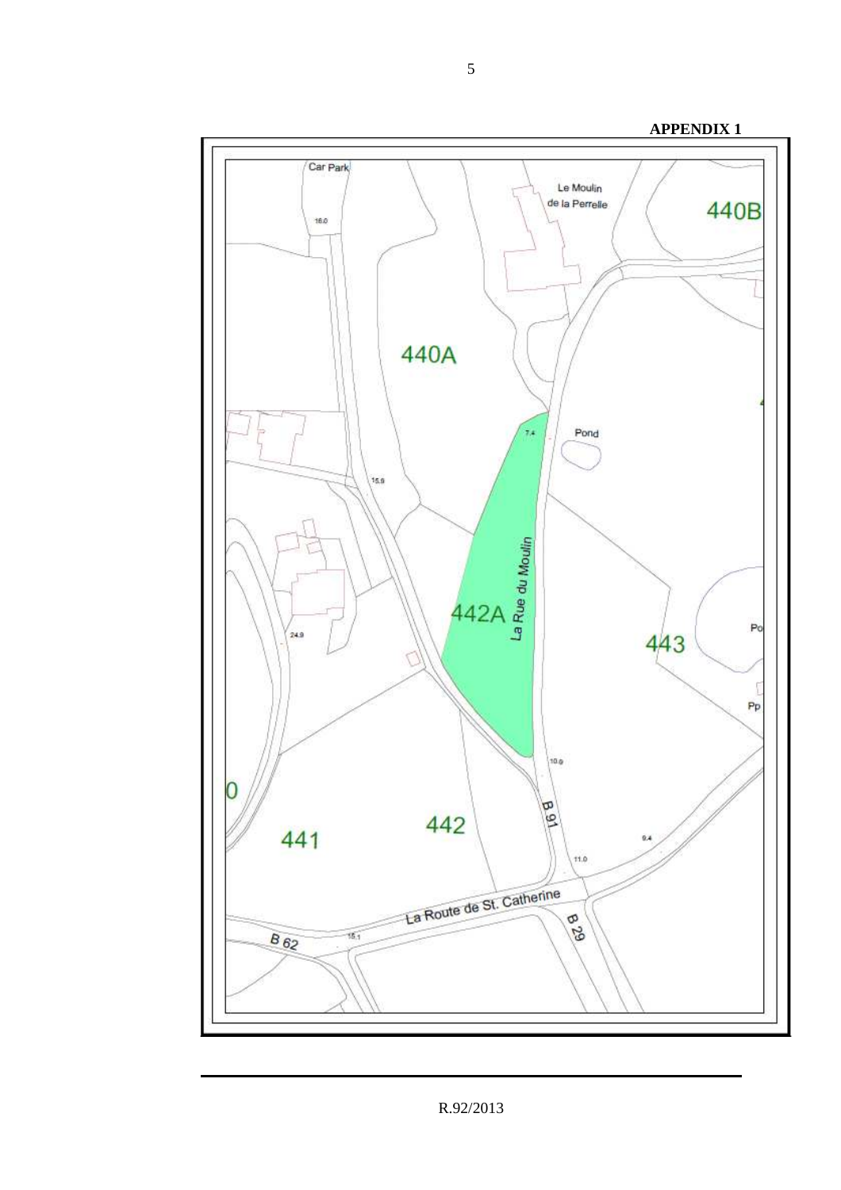**APPENDIX 1**

Car Park

16.0

Le Moulin de la Perrelle

440B

440A

7.4

Pond

15.9

442A

La Rue du Moulin

24.9

443

Po

Pp

10.9

0

B 91

441

442

9.4

11.0

La Route de St. Catherine

B 29

B 62

15.1

R.92/2013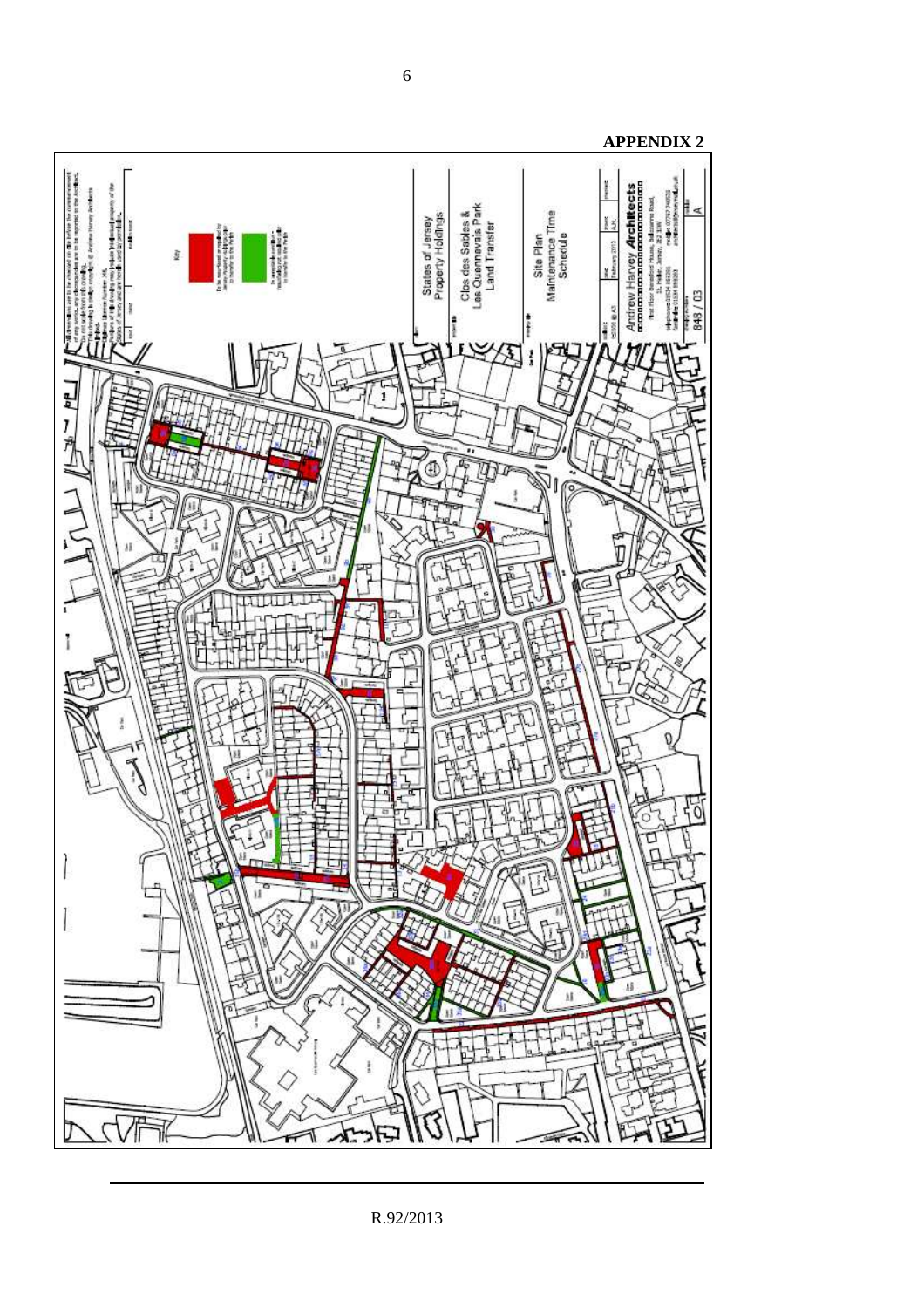**APPENDIX 2**

Key

To be resurfaced or repaired by Jersey Property Holdings prior to transfer to the Parish

To remain in condition – maintained until it is transfer to the Parish

States of Jersey Property Holdings

Clos des Sables & Les Quennevais Park Land Transfer

Site Plan Maintenance Time Schedule

Andrew Harvey Architects

848 / 03

A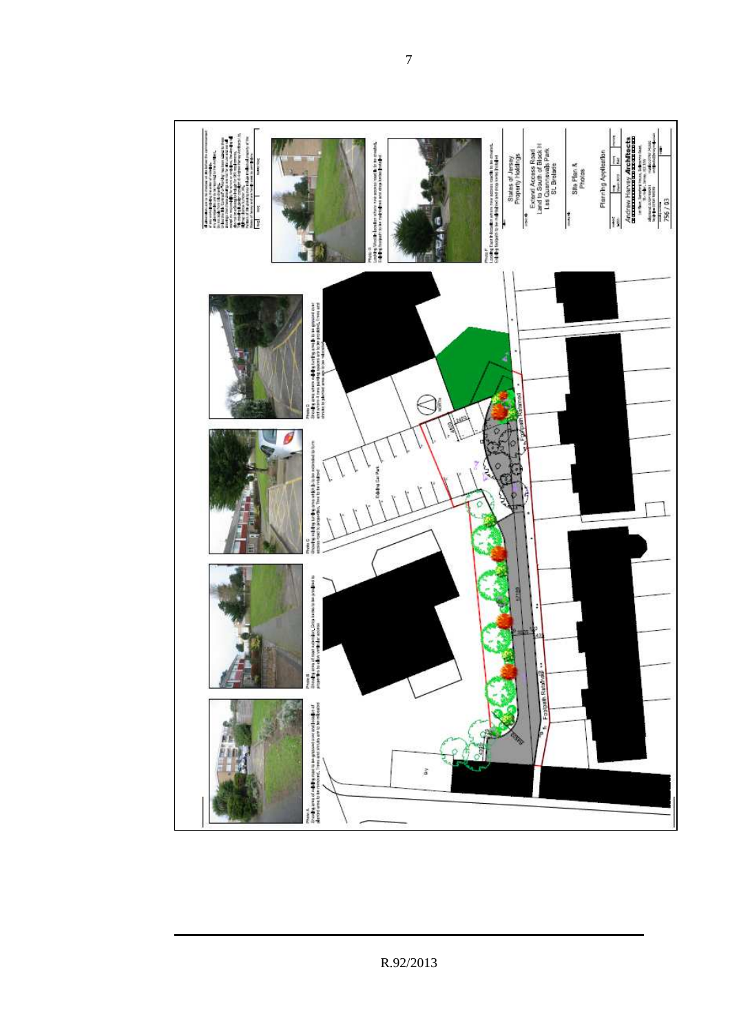States of Jersey
Property Holdings

Extend Access Road
Land to South of Block H
Les Quennevais Park
St. Brelade

Site Plan &
Photos

Planning Application

Andrew Harvey Architects

756 / 03

Existing Car Park

Footpath Refurbished

North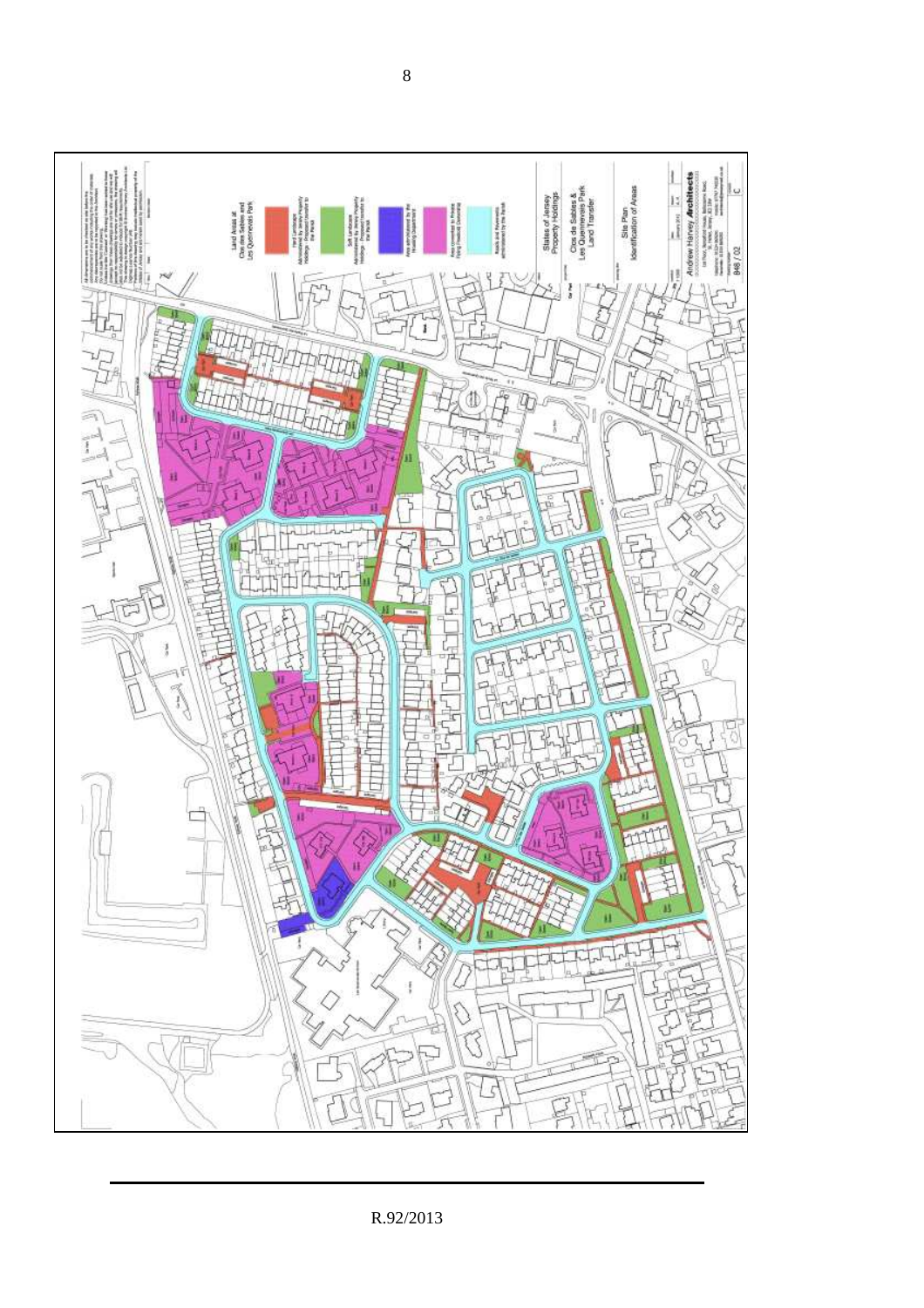Land Areas at Clos des Sables and Les Quennevais Park

- Hard Landscape Administered by Jersey Property Holdings. Proposed transfer to the Parish
- Soft Landscape Administered by Jersey Property Holdings. Proposed transfer to the Parish
- Area administered by the Housing Department
- Area transferred to Private Flying Freehold Ownership
- Roads and Pavements administered by the Parish

States of Jersey Property Holdings

Clos de Sables & Les Quennevais Park Land Transfer

Site Plan Identification of Areas

Andrew Harvey Architects

848 / 02

C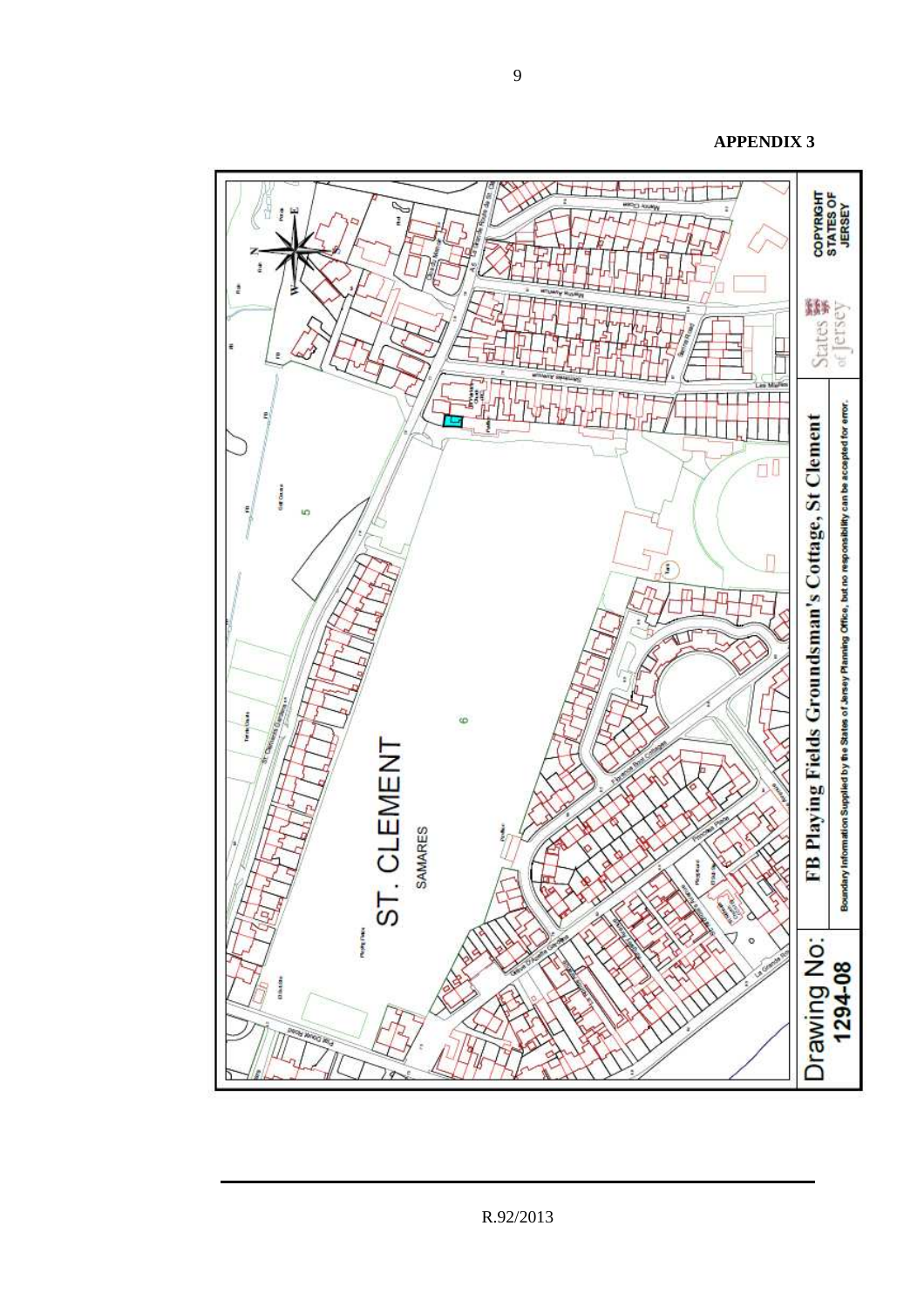**APPENDIX 3**

Drawing No: 1294-08

FB Playing Fields Groundsman's Cottage, St Clement

Boundary Information Supplied by the States of Jersey Planning Office, but no responsibility can be accepted for error.

COPYRIGHT STATES OF JERSEY

ST. CLEMENT

SAMARES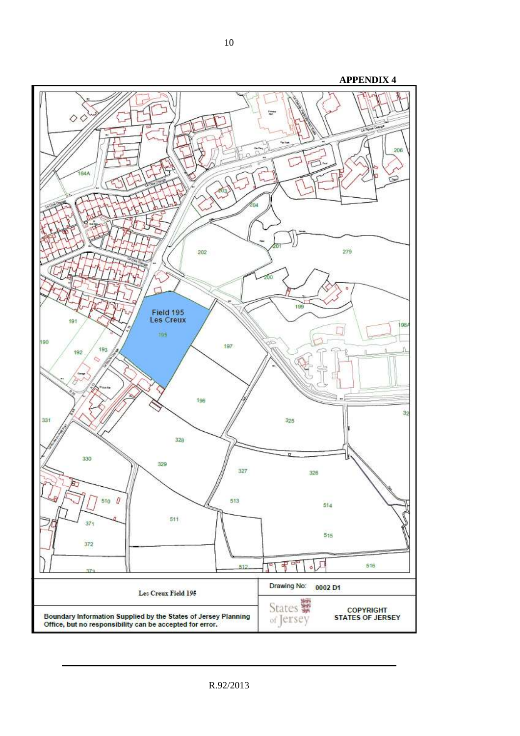**APPENDIX 4**

Field 195
Les Creux

| Les Creux Field 195 | Drawing No: 0002 D1 |
| --- | --- |
| Boundary Information Supplied by the States of Jersey Planning Office, but no responsibility can be accepted for error. | States of Jersey — COPYRIGHT STATES OF JERSEY |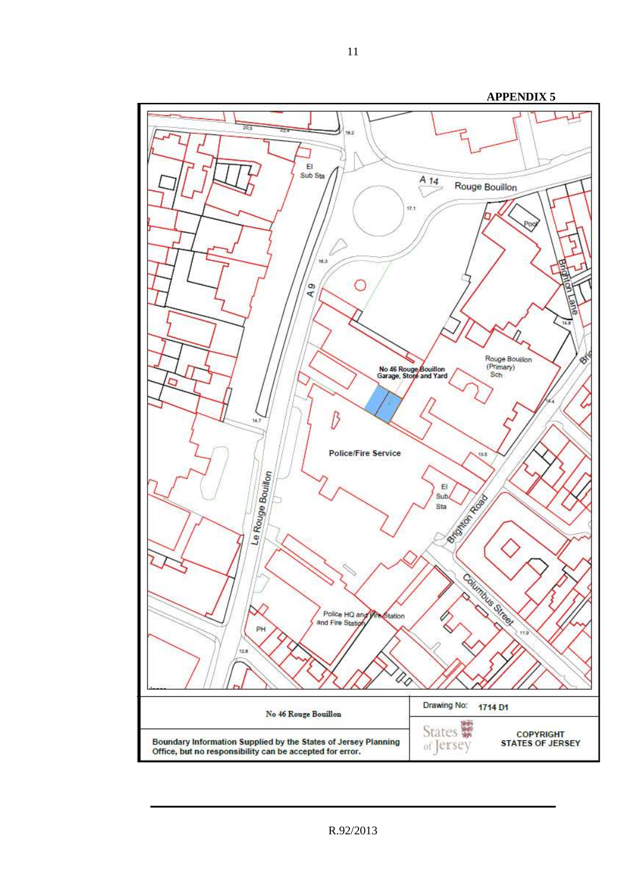**APPENDIX 5**

20.3
22.4
18.2
El
Sub Sta
A 14
Rouge Bouillon
17.1
Pool
16.3
A 9
Brighton Lane
14.8
Rouge Bouillon
(Primary)
Sch
No 46 Rouge Bouillon
Garage, Store and Yard
14.4
14.7
Police/Fire Service
13.5
El
Sub
Sta
Le Rouge Bouillon
Brighton Road
Columbus Street
Police HQ and Fire Station
and Fire Station
PH
11.9
12.8

| No 46 Rouge Bouillon | Drawing No: 1714 D1 |
|---|---|
| Boundary Information Supplied by the States of Jersey Planning Office, but no responsibility can be accepted for error. | States of Jersey — COPYRIGHT STATES OF JERSEY |

R.92/2013